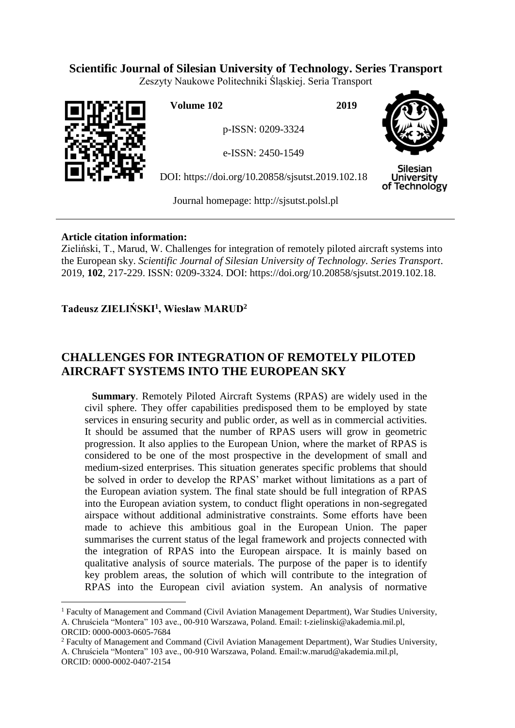**Scientific Journal of Silesian University of Technology. Series Transport**

Zeszyty Naukowe Politechniki Śląskiej. Seria Transport

**Volume 102** **2019**

p-ISSN: 0209-3324

e-ISSN: 2450-1549

DOI: https://doi.org/10.20858/sjsutst.2019.102.18

Journal homepage: http://sjsutst.polsl.pl

**Article citation information:**

Zieliński, T., Marud, W. Challenges for integration of remotely piloted aircraft systems into the European sky. *Scientific Journal of Silesian University of Technology. Series Transport*. 2019, **102**, 217-229. ISSN: 0209-3324. DOI: https://doi.org/10.20858/sjsutst.2019.102.18.

**Tadeusz ZIELIŃSKI[1], Wiesław MARUD[2]**

# CHALLENGES FOR INTEGRATION OF REMOTELY PILOTED AIRCRAFT SYSTEMS INTO THE EUROPEAN SKY

**Summary**. Remotely Piloted Aircraft Systems (RPAS) are widely used in the civil sphere. They offer capabilities predisposed them to be employed by state services in ensuring security and public order, as well as in commercial activities. It should be assumed that the number of RPAS users will grow in geometric progression. It also applies to the European Union, where the market of RPAS is considered to be one of the most prospective in the development of small and medium-sized enterprises. This situation generates specific problems that should be solved in order to develop the RPAS' market without limitations as a part of the European aviation system. The final state should be full integration of RPAS into the European aviation system, to conduct flight operations in non-segregated airspace without additional administrative constraints. Some efforts have been made to achieve this ambitious goal in the European Union. The paper summarises the current status of the legal framework and projects connected with the integration of RPAS into the European airspace. It is mainly based on qualitative analysis of source materials. The purpose of the paper is to identify key problem areas, the solution of which will contribute to the integration of RPAS into the European civil aviation system. An analysis of normative

---

[1] Faculty of Management and Command (Civil Aviation Management Department), War Studies University, A. Chruściela "Montera" 103 ave., 00-910 Warszawa, Poland. Email: t-zielinski@akademia.mil.pl, ORCID: 0000-0003-0605-7684

[2] Faculty of Management and Command (Civil Aviation Management Department), War Studies University, A. Chruściela "Montera" 103 ave., 00-910 Warszawa, Poland. Email:w.marud@akademia.mil.pl, ORCID: 0000-0002-0407-2154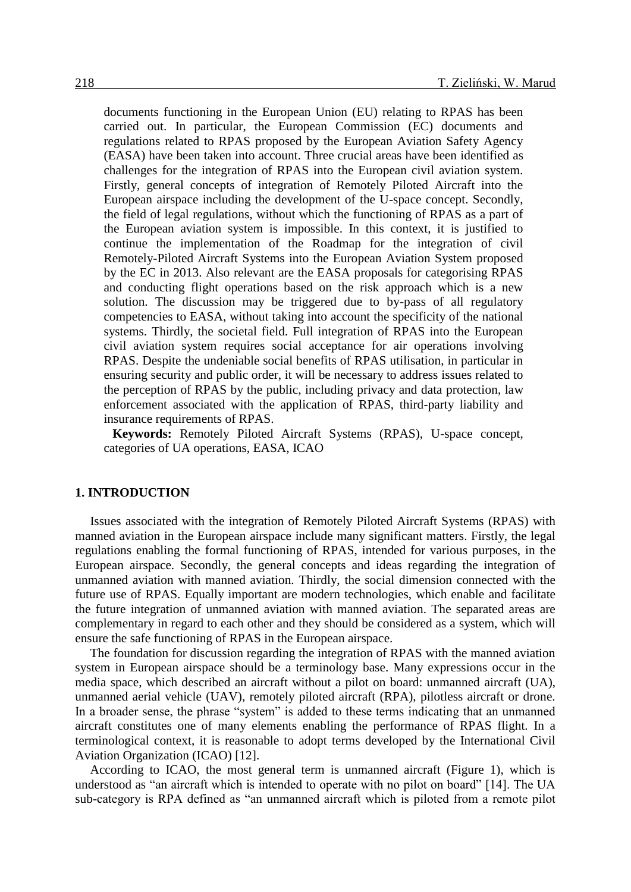documents functioning in the European Union (EU) relating to RPAS has been carried out. In particular, the European Commission (EC) documents and regulations related to RPAS proposed by the European Aviation Safety Agency (EASA) have been taken into account. Three crucial areas have been identified as challenges for the integration of RPAS into the European civil aviation system. Firstly, general concepts of integration of Remotely Piloted Aircraft into the European airspace including the development of the U-space concept. Secondly, the field of legal regulations, without which the functioning of RPAS as a part of the European aviation system is impossible. In this context, it is justified to continue the implementation of the Roadmap for the integration of civil Remotely-Piloted Aircraft Systems into the European Aviation System proposed by the EC in 2013. Also relevant are the EASA proposals for categorising RPAS and conducting flight operations based on the risk approach which is a new solution. The discussion may be triggered due to by-pass of all regulatory competencies to EASA, without taking into account the specificity of the national systems. Thirdly, the societal field. Full integration of RPAS into the European civil aviation system requires social acceptance for air operations involving RPAS. Despite the undeniable social benefits of RPAS utilisation, in particular in ensuring security and public order, it will be necessary to address issues related to the perception of RPAS by the public, including privacy and data protection, law enforcement associated with the application of RPAS, third-party liability and insurance requirements of RPAS.

**Keywords:** Remotely Piloted Aircraft Systems (RPAS), U-space concept, categories of UA operations, EASA, ICAO

## 1. INTRODUCTION

Issues associated with the integration of Remotely Piloted Aircraft Systems (RPAS) with manned aviation in the European airspace include many significant matters. Firstly, the legal regulations enabling the formal functioning of RPAS, intended for various purposes, in the European airspace. Secondly, the general concepts and ideas regarding the integration of unmanned aviation with manned aviation. Thirdly, the social dimension connected with the future use of RPAS. Equally important are modern technologies, which enable and facilitate the future integration of unmanned aviation with manned aviation. The separated areas are complementary in regard to each other and they should be considered as a system, which will ensure the safe functioning of RPAS in the European airspace.

The foundation for discussion regarding the integration of RPAS with the manned aviation system in European airspace should be a terminology base. Many expressions occur in the media space, which described an aircraft without a pilot on board: unmanned aircraft (UA), unmanned aerial vehicle (UAV), remotely piloted aircraft (RPA), pilotless aircraft or drone. In a broader sense, the phrase "system" is added to these terms indicating that an unmanned aircraft constitutes one of many elements enabling the performance of RPAS flight. In a terminological context, it is reasonable to adopt terms developed by the International Civil Aviation Organization (ICAO) [12].

According to ICAO, the most general term is unmanned aircraft (Figure 1), which is understood as "an aircraft which is intended to operate with no pilot on board" [14]. The UA sub-category is RPA defined as "an unmanned aircraft which is piloted from a remote pilot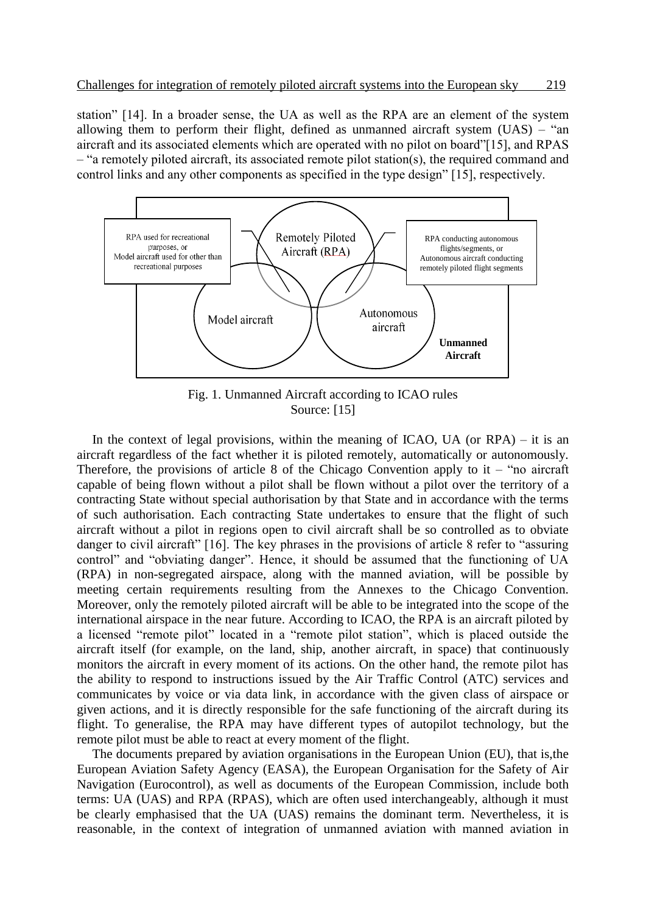station" [14]. In a broader sense, the UA as well as the RPA are an element of the system allowing them to perform their flight, defined as unmanned aircraft system (UAS) – "an aircraft and its associated elements which are operated with no pilot on board"[15], and RPAS – "a remotely piloted aircraft, its associated remote pilot station(s), the required command and control links and any other components as specified in the type design" [15], respectively.

RPA used for recreational purposes, or Model aircraft used for other than recreational purposes

Remotely Piloted Aircraft (RPA)

RPA conducting autonomous flights/segments, or Autonomous aircraft conducting remotely piloted flight segments

Model aircraft

Autonomous aircraft

**Unmanned Aircraft**

Fig. 1. Unmanned Aircraft according to ICAO rules
Source: [15]

In the context of legal provisions, within the meaning of ICAO, UA (or RPA) – it is an aircraft regardless of the fact whether it is piloted remotely, automatically or autonomously. Therefore, the provisions of article 8 of the Chicago Convention apply to it – "no aircraft capable of being flown without a pilot shall be flown without a pilot over the territory of a contracting State without special authorisation by that State and in accordance with the terms of such authorisation. Each contracting State undertakes to ensure that the flight of such aircraft without a pilot in regions open to civil aircraft shall be so controlled as to obviate danger to civil aircraft" [16]. The key phrases in the provisions of article 8 refer to "assuring control" and "obviating danger". Hence, it should be assumed that the functioning of UA (RPA) in non-segregated airspace, along with the manned aviation, will be possible by meeting certain requirements resulting from the Annexes to the Chicago Convention. Moreover, only the remotely piloted aircraft will be able to be integrated into the scope of the international airspace in the near future. According to ICAO, the RPA is an aircraft piloted by a licensed "remote pilot" located in a "remote pilot station", which is placed outside the aircraft itself (for example, on the land, ship, another aircraft, in space) that continuously monitors the aircraft in every moment of its actions. On the other hand, the remote pilot has the ability to respond to instructions issued by the Air Traffic Control (ATC) services and communicates by voice or via data link, in accordance with the given class of airspace or given actions, and it is directly responsible for the safe functioning of the aircraft during its flight. To generalise, the RPA may have different types of autopilot technology, but the remote pilot must be able to react at every moment of the flight.

The documents prepared by aviation organisations in the European Union (EU), that is,the European Aviation Safety Agency (EASA), the European Organisation for the Safety of Air Navigation (Eurocontrol), as well as documents of the European Commission, include both terms: UA (UAS) and RPA (RPAS), which are often used interchangeably, although it must be clearly emphasised that the UA (UAS) remains the dominant term. Nevertheless, it is reasonable, in the context of integration of unmanned aviation with manned aviation in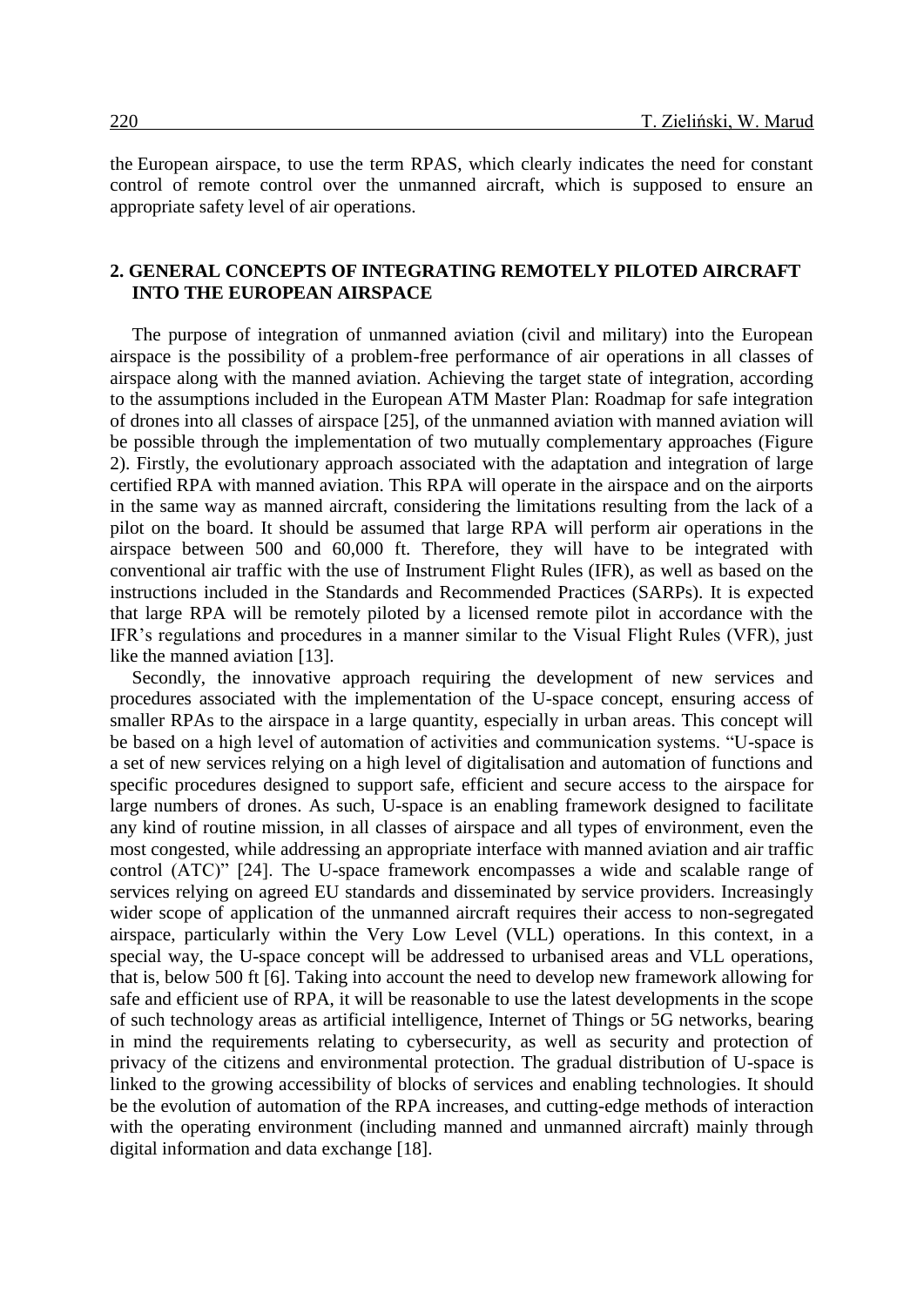the European airspace, to use the term RPAS, which clearly indicates the need for constant control of remote control over the unmanned aircraft, which is supposed to ensure an appropriate safety level of air operations.

## 2. GENERAL CONCEPTS OF INTEGRATING REMOTELY PILOTED AIRCRAFT INTO THE EUROPEAN AIRSPACE

The purpose of integration of unmanned aviation (civil and military) into the European airspace is the possibility of a problem-free performance of air operations in all classes of airspace along with the manned aviation. Achieving the target state of integration, according to the assumptions included in the European ATM Master Plan: Roadmap for safe integration of drones into all classes of airspace [25], of the unmanned aviation with manned aviation will be possible through the implementation of two mutually complementary approaches (Figure 2). Firstly, the evolutionary approach associated with the adaptation and integration of large certified RPA with manned aviation. This RPA will operate in the airspace and on the airports in the same way as manned aircraft, considering the limitations resulting from the lack of a pilot on the board. It should be assumed that large RPA will perform air operations in the airspace between 500 and 60,000 ft. Therefore, they will have to be integrated with conventional air traffic with the use of Instrument Flight Rules (IFR), as well as based on the instructions included in the Standards and Recommended Practices (SARPs). It is expected that large RPA will be remotely piloted by a licensed remote pilot in accordance with the IFR's regulations and procedures in a manner similar to the Visual Flight Rules (VFR), just like the manned aviation [13].

Secondly, the innovative approach requiring the development of new services and procedures associated with the implementation of the U-space concept, ensuring access of smaller RPAs to the airspace in a large quantity, especially in urban areas. This concept will be based on a high level of automation of activities and communication systems. "U-space is a set of new services relying on a high level of digitalisation and automation of functions and specific procedures designed to support safe, efficient and secure access to the airspace for large numbers of drones. As such, U-space is an enabling framework designed to facilitate any kind of routine mission, in all classes of airspace and all types of environment, even the most congested, while addressing an appropriate interface with manned aviation and air traffic control (ATC)" [24]. The U-space framework encompasses a wide and scalable range of services relying on agreed EU standards and disseminated by service providers. Increasingly wider scope of application of the unmanned aircraft requires their access to non-segregated airspace, particularly within the Very Low Level (VLL) operations. In this context, in a special way, the U-space concept will be addressed to urbanised areas and VLL operations, that is, below 500 ft [6]. Taking into account the need to develop new framework allowing for safe and efficient use of RPA, it will be reasonable to use the latest developments in the scope of such technology areas as artificial intelligence, Internet of Things or 5G networks, bearing in mind the requirements relating to cybersecurity, as well as security and protection of privacy of the citizens and environmental protection. The gradual distribution of U-space is linked to the growing accessibility of blocks of services and enabling technologies. It should be the evolution of automation of the RPA increases, and cutting-edge methods of interaction with the operating environment (including manned and unmanned aircraft) mainly through digital information and data exchange [18].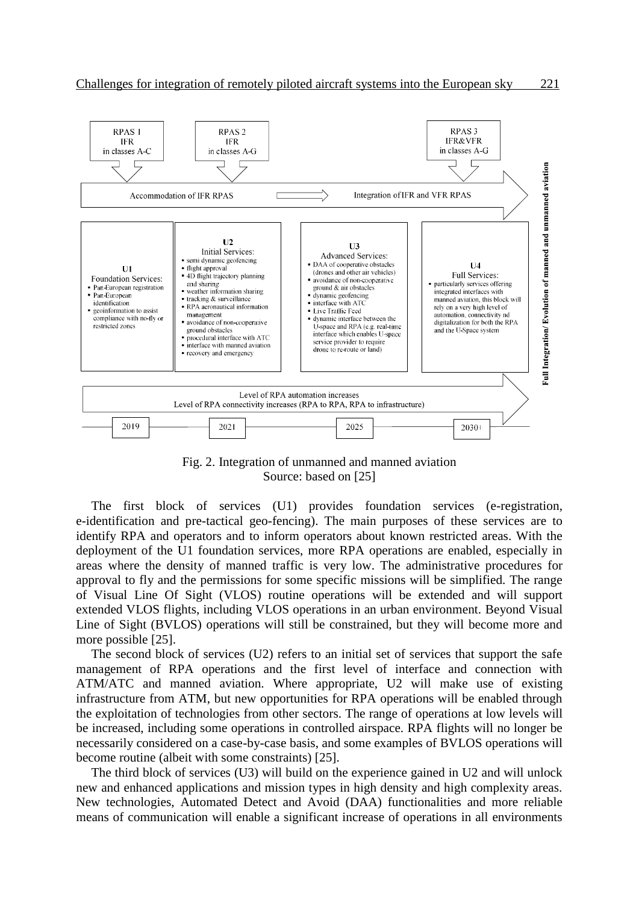Fig. 2. Integration of unmanned and manned aviation
Source: based on [25]

The first block of services (U1) provides foundation services (e-registration, e-identification and pre-tactical geo-fencing). The main purposes of these services are to identify RPA and operators and to inform operators about known restricted areas. With the deployment of the U1 foundation services, more RPA operations are enabled, especially in areas where the density of manned traffic is very low. The administrative procedures for approval to fly and the permissions for some specific missions will be simplified. The range of Visual Line Of Sight (VLOS) routine operations will be extended and will support extended VLOS flights, including VLOS operations in an urban environment. Beyond Visual Line of Sight (BVLOS) operations will still be constrained, but they will become more and more possible [25].

The second block of services (U2) refers to an initial set of services that support the safe management of RPA operations and the first level of interface and connection with ATM/ATC and manned aviation. Where appropriate, U2 will make use of existing infrastructure from ATM, but new opportunities for RPA operations will be enabled through the exploitation of technologies from other sectors. The range of operations at low levels will be increased, including some operations in controlled airspace. RPA flights will no longer be necessarily considered on a case-by-case basis, and some examples of BVLOS operations will become routine (albeit with some constraints) [25].

The third block of services (U3) will build on the experience gained in U2 and will unlock new and enhanced applications and mission types in high density and high complexity areas. New technologies, Automated Detect and Avoid (DAA) functionalities and more reliable means of communication will enable a significant increase of operations in all environments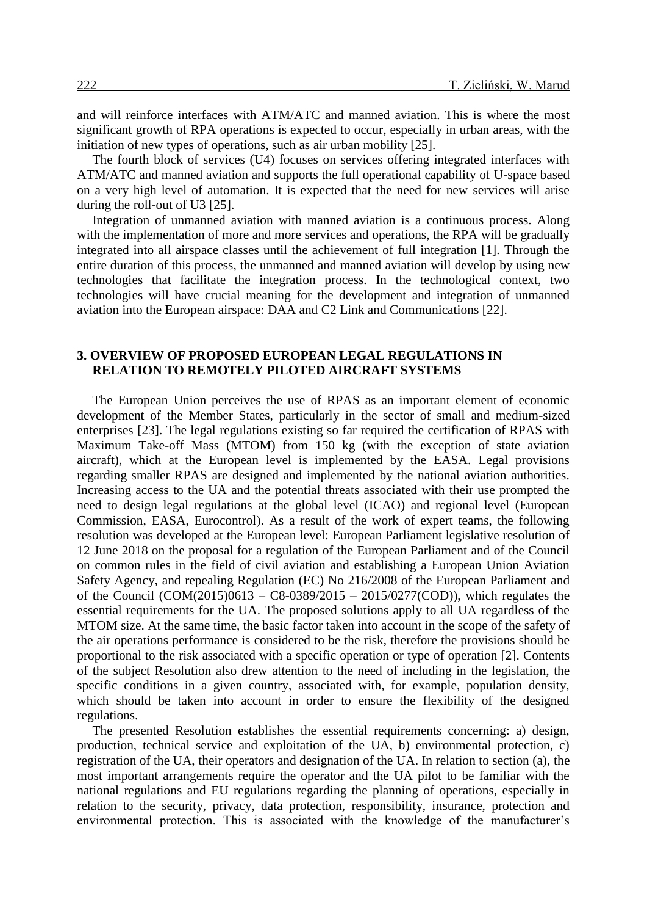and will reinforce interfaces with ATM/ATC and manned aviation. This is where the most significant growth of RPA operations is expected to occur, especially in urban areas, with the initiation of new types of operations, such as air urban mobility [25].

The fourth block of services (U4) focuses on services offering integrated interfaces with ATM/ATC and manned aviation and supports the full operational capability of U-space based on a very high level of automation. It is expected that the need for new services will arise during the roll-out of U3 [25].

Integration of unmanned aviation with manned aviation is a continuous process. Along with the implementation of more and more services and operations, the RPA will be gradually integrated into all airspace classes until the achievement of full integration [1]. Through the entire duration of this process, the unmanned and manned aviation will develop by using new technologies that facilitate the integration process. In the technological context, two technologies will have crucial meaning for the development and integration of unmanned aviation into the European airspace: DAA and C2 Link and Communications [22].

## 3. OVERVIEW OF PROPOSED EUROPEAN LEGAL REGULATIONS IN RELATION TO REMOTELY PILOTED AIRCRAFT SYSTEMS

The European Union perceives the use of RPAS as an important element of economic development of the Member States, particularly in the sector of small and medium-sized enterprises [23]. The legal regulations existing so far required the certification of RPAS with Maximum Take-off Mass (MTOM) from 150 kg (with the exception of state aviation aircraft), which at the European level is implemented by the EASA. Legal provisions regarding smaller RPAS are designed and implemented by the national aviation authorities. Increasing access to the UA and the potential threats associated with their use prompted the need to design legal regulations at the global level (ICAO) and regional level (European Commission, EASA, Eurocontrol). As a result of the work of expert teams, the following resolution was developed at the European level: European Parliament legislative resolution of 12 June 2018 on the proposal for a regulation of the European Parliament and of the Council on common rules in the field of civil aviation and establishing a European Union Aviation Safety Agency, and repealing Regulation (EC) No 216/2008 of the European Parliament and of the Council (COM(2015)0613 – C8-0389/2015 – 2015/0277(COD)), which regulates the essential requirements for the UA. The proposed solutions apply to all UA regardless of the MTOM size. At the same time, the basic factor taken into account in the scope of the safety of the air operations performance is considered to be the risk, therefore the provisions should be proportional to the risk associated with a specific operation or type of operation [2]. Contents of the subject Resolution also drew attention to the need of including in the legislation, the specific conditions in a given country, associated with, for example, population density, which should be taken into account in order to ensure the flexibility of the designed regulations.

The presented Resolution establishes the essential requirements concerning: a) design, production, technical service and exploitation of the UA, b) environmental protection, c) registration of the UA, their operators and designation of the UA. In relation to section (a), the most important arrangements require the operator and the UA pilot to be familiar with the national regulations and EU regulations regarding the planning of operations, especially in relation to the security, privacy, data protection, responsibility, insurance, protection and environmental protection. This is associated with the knowledge of the manufacturer's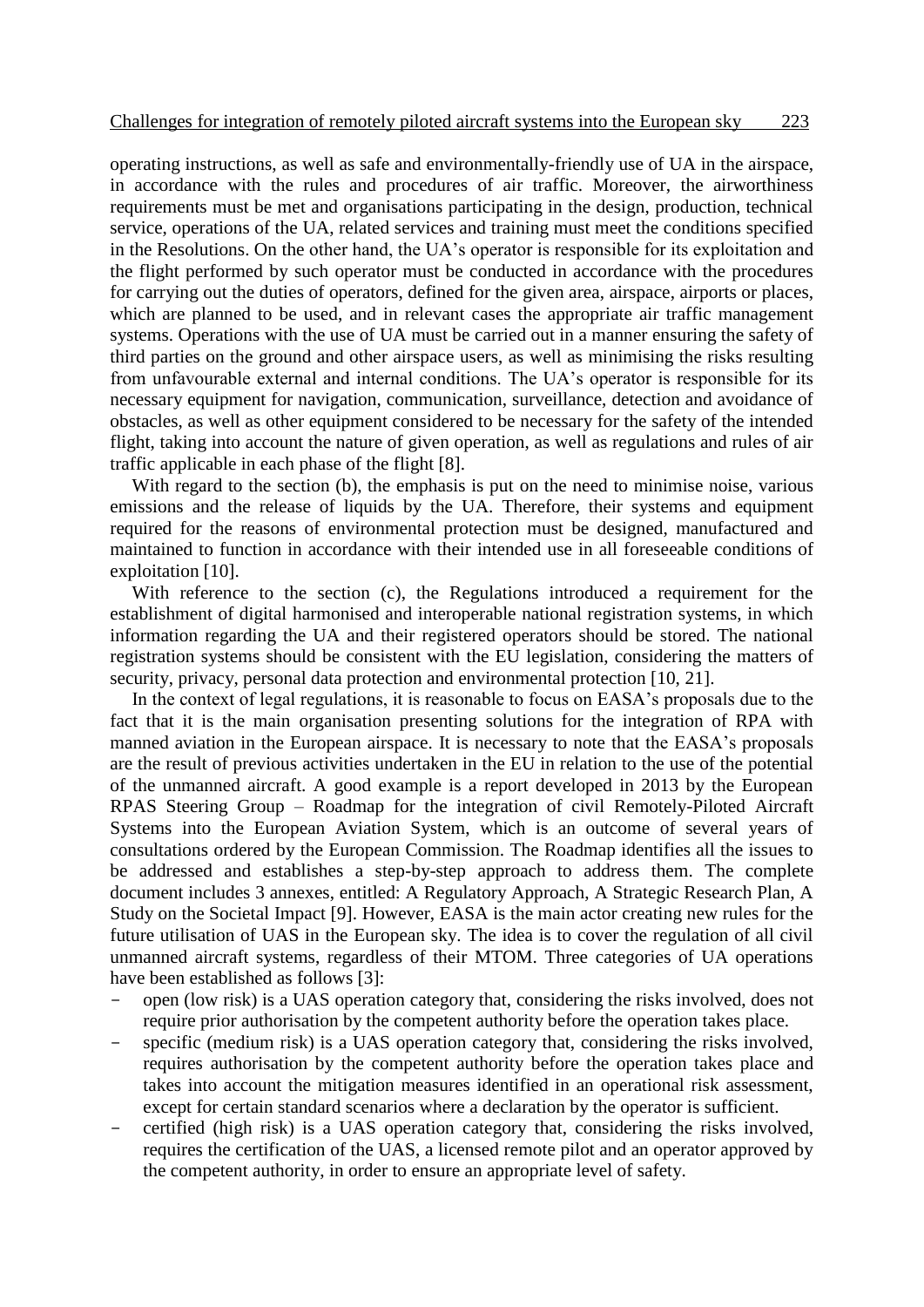operating instructions, as well as safe and environmentally-friendly use of UA in the airspace, in accordance with the rules and procedures of air traffic. Moreover, the airworthiness requirements must be met and organisations participating in the design, production, technical service, operations of the UA, related services and training must meet the conditions specified in the Resolutions. On the other hand, the UA's operator is responsible for its exploitation and the flight performed by such operator must be conducted in accordance with the procedures for carrying out the duties of operators, defined for the given area, airspace, airports or places, which are planned to be used, and in relevant cases the appropriate air traffic management systems. Operations with the use of UA must be carried out in a manner ensuring the safety of third parties on the ground and other airspace users, as well as minimising the risks resulting from unfavourable external and internal conditions. The UA's operator is responsible for its necessary equipment for navigation, communication, surveillance, detection and avoidance of obstacles, as well as other equipment considered to be necessary for the safety of the intended flight, taking into account the nature of given operation, as well as regulations and rules of air traffic applicable in each phase of the flight [8].

With regard to the section (b), the emphasis is put on the need to minimise noise, various emissions and the release of liquids by the UA. Therefore, their systems and equipment required for the reasons of environmental protection must be designed, manufactured and maintained to function in accordance with their intended use in all foreseeable conditions of exploitation [10].

With reference to the section (c), the Regulations introduced a requirement for the establishment of digital harmonised and interoperable national registration systems, in which information regarding the UA and their registered operators should be stored. The national registration systems should be consistent with the EU legislation, considering the matters of security, privacy, personal data protection and environmental protection [10, 21].

In the context of legal regulations, it is reasonable to focus on EASA's proposals due to the fact that it is the main organisation presenting solutions for the integration of RPA with manned aviation in the European airspace. It is necessary to note that the EASA's proposals are the result of previous activities undertaken in the EU in relation to the use of the potential of the unmanned aircraft. A good example is a report developed in 2013 by the European RPAS Steering Group – Roadmap for the integration of civil Remotely-Piloted Aircraft Systems into the European Aviation System, which is an outcome of several years of consultations ordered by the European Commission. The Roadmap identifies all the issues to be addressed and establishes a step-by-step approach to address them. The complete document includes 3 annexes, entitled: A Regulatory Approach, A Strategic Research Plan, A Study on the Societal Impact [9]. However, EASA is the main actor creating new rules for the future utilisation of UAS in the European sky. The idea is to cover the regulation of all civil unmanned aircraft systems, regardless of their MTOM. Three categories of UA operations have been established as follows [3]:

- open (low risk) is a UAS operation category that, considering the risks involved, does not require prior authorisation by the competent authority before the operation takes place.
- specific (medium risk) is a UAS operation category that, considering the risks involved, requires authorisation by the competent authority before the operation takes place and takes into account the mitigation measures identified in an operational risk assessment, except for certain standard scenarios where a declaration by the operator is sufficient.
- certified (high risk) is a UAS operation category that, considering the risks involved, requires the certification of the UAS, a licensed remote pilot and an operator approved by the competent authority, in order to ensure an appropriate level of safety.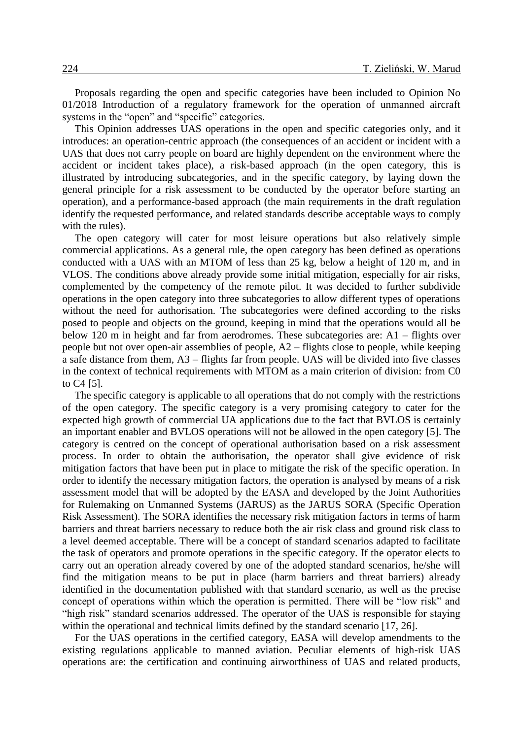Proposals regarding the open and specific categories have been included to Opinion No 01/2018 Introduction of a regulatory framework for the operation of unmanned aircraft systems in the "open" and "specific" categories.

This Opinion addresses UAS operations in the open and specific categories only, and it introduces: an operation-centric approach (the consequences of an accident or incident with a UAS that does not carry people on board are highly dependent on the environment where the accident or incident takes place), a risk-based approach (in the open category, this is illustrated by introducing subcategories, and in the specific category, by laying down the general principle for a risk assessment to be conducted by the operator before starting an operation), and a performance-based approach (the main requirements in the draft regulation identify the requested performance, and related standards describe acceptable ways to comply with the rules).

The open category will cater for most leisure operations but also relatively simple commercial applications. As a general rule, the open category has been defined as operations conducted with a UAS with an MTOM of less than 25 kg, below a height of 120 m, and in VLOS. The conditions above already provide some initial mitigation, especially for air risks, complemented by the competency of the remote pilot. It was decided to further subdivide operations in the open category into three subcategories to allow different types of operations without the need for authorisation. The subcategories were defined according to the risks posed to people and objects on the ground, keeping in mind that the operations would all be below 120 m in height and far from aerodromes. These subcategories are: A1 – flights over people but not over open-air assemblies of people, A2 – flights close to people, while keeping a safe distance from them, A3 – flights far from people. UAS will be divided into five classes in the context of technical requirements with MTOM as a main criterion of division: from C0 to C4 [5].

The specific category is applicable to all operations that do not comply with the restrictions of the open category. The specific category is a very promising category to cater for the expected high growth of commercial UA applications due to the fact that BVLOS is certainly an important enabler and BVLOS operations will not be allowed in the open category [5]. The category is centred on the concept of operational authorisation based on a risk assessment process. In order to obtain the authorisation, the operator shall give evidence of risk mitigation factors that have been put in place to mitigate the risk of the specific operation. In order to identify the necessary mitigation factors, the operation is analysed by means of a risk assessment model that will be adopted by the EASA and developed by the Joint Authorities for Rulemaking on Unmanned Systems (JARUS) as the JARUS SORA (Specific Operation Risk Assessment). The SORA identifies the necessary risk mitigation factors in terms of harm barriers and threat barriers necessary to reduce both the air risk class and ground risk class to a level deemed acceptable. There will be a concept of standard scenarios adapted to facilitate the task of operators and promote operations in the specific category. If the operator elects to carry out an operation already covered by one of the adopted standard scenarios, he/she will find the mitigation means to be put in place (harm barriers and threat barriers) already identified in the documentation published with that standard scenario, as well as the precise concept of operations within which the operation is permitted. There will be "low risk" and "high risk" standard scenarios addressed. The operator of the UAS is responsible for staying within the operational and technical limits defined by the standard scenario [17, 26].

For the UAS operations in the certified category, EASA will develop amendments to the existing regulations applicable to manned aviation. Peculiar elements of high-risk UAS operations are: the certification and continuing airworthiness of UAS and related products,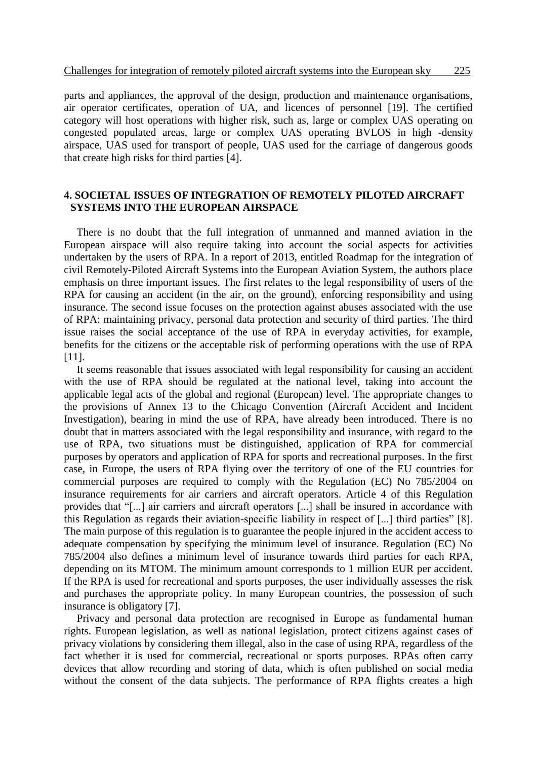parts and appliances, the approval of the design, production and maintenance organisations, air operator certificates, operation of UA, and licences of personnel [19]. The certified category will host operations with higher risk, such as, large or complex UAS operating on congested populated areas, large or complex UAS operating BVLOS in high -density airspace, UAS used for transport of people, UAS used for the carriage of dangerous goods that create high risks for third parties [4].

## 4. SOCIETAL ISSUES OF INTEGRATION OF REMOTELY PILOTED AIRCRAFT SYSTEMS INTO THE EUROPEAN AIRSPACE

There is no doubt that the full integration of unmanned and manned aviation in the European airspace will also require taking into account the social aspects for activities undertaken by the users of RPA. In a report of 2013, entitled Roadmap for the integration of civil Remotely-Piloted Aircraft Systems into the European Aviation System, the authors place emphasis on three important issues. The first relates to the legal responsibility of users of the RPA for causing an accident (in the air, on the ground), enforcing responsibility and using insurance. The second issue focuses on the protection against abuses associated with the use of RPA: maintaining privacy, personal data protection and security of third parties. The third issue raises the social acceptance of the use of RPA in everyday activities, for example, benefits for the citizens or the acceptable risk of performing operations with the use of RPA [11].

It seems reasonable that issues associated with legal responsibility for causing an accident with the use of RPA should be regulated at the national level, taking into account the applicable legal acts of the global and regional (European) level. The appropriate changes to the provisions of Annex 13 to the Chicago Convention (Aircraft Accident and Incident Investigation), bearing in mind the use of RPA, have already been introduced. There is no doubt that in matters associated with the legal responsibility and insurance, with regard to the use of RPA, two situations must be distinguished, application of RPA for commercial purposes by operators and application of RPA for sports and recreational purposes. In the first case, in Europe, the users of RPA flying over the territory of one of the EU countries for commercial purposes are required to comply with the Regulation (EC) No 785/2004 on insurance requirements for air carriers and aircraft operators. Article 4 of this Regulation provides that "[...] air carriers and aircraft operators [...] shall be insured in accordance with this Regulation as regards their aviation-specific liability in respect of [...] third parties" [8]. The main purpose of this regulation is to guarantee the people injured in the accident access to adequate compensation by specifying the minimum level of insurance. Regulation (EC) No 785/2004 also defines a minimum level of insurance towards third parties for each RPA, depending on its MTOM. The minimum amount corresponds to 1 million EUR per accident. If the RPA is used for recreational and sports purposes, the user individually assesses the risk and purchases the appropriate policy. In many European countries, the possession of such insurance is obligatory [7].

Privacy and personal data protection are recognised in Europe as fundamental human rights. European legislation, as well as national legislation, protect citizens against cases of privacy violations by considering them illegal, also in the case of using RPA, regardless of the fact whether it is used for commercial, recreational or sports purposes. RPAs often carry devices that allow recording and storing of data, which is often published on social media without the consent of the data subjects. The performance of RPA flights creates a high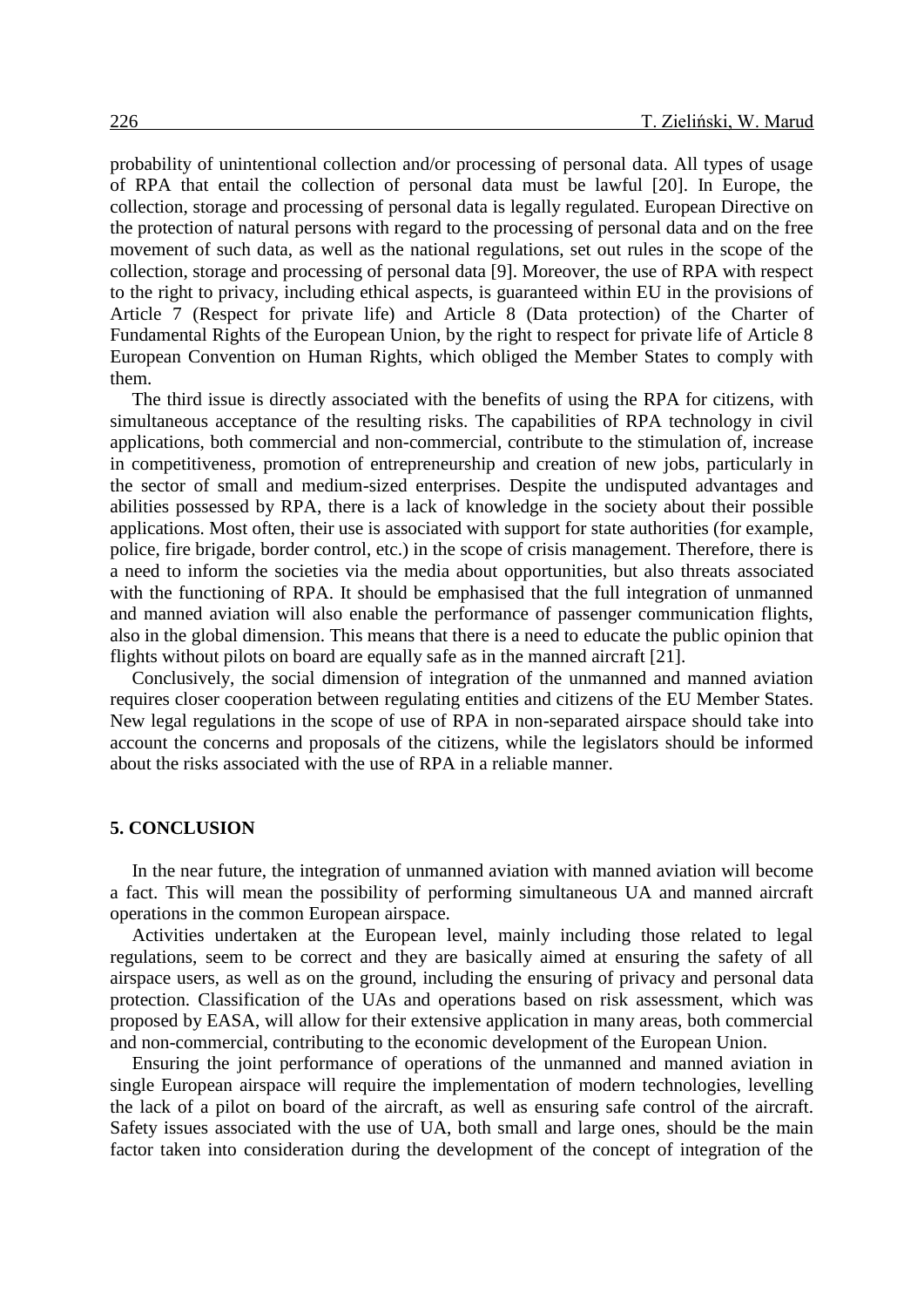probability of unintentional collection and/or processing of personal data. All types of usage of RPA that entail the collection of personal data must be lawful [20]. In Europe, the collection, storage and processing of personal data is legally regulated. European Directive on the protection of natural persons with regard to the processing of personal data and on the free movement of such data, as well as the national regulations, set out rules in the scope of the collection, storage and processing of personal data [9]. Moreover, the use of RPA with respect to the right to privacy, including ethical aspects, is guaranteed within EU in the provisions of Article 7 (Respect for private life) and Article 8 (Data protection) of the Charter of Fundamental Rights of the European Union, by the right to respect for private life of Article 8 European Convention on Human Rights, which obliged the Member States to comply with them.

The third issue is directly associated with the benefits of using the RPA for citizens, with simultaneous acceptance of the resulting risks. The capabilities of RPA technology in civil applications, both commercial and non-commercial, contribute to the stimulation of, increase in competitiveness, promotion of entrepreneurship and creation of new jobs, particularly in the sector of small and medium-sized enterprises. Despite the undisputed advantages and abilities possessed by RPA, there is a lack of knowledge in the society about their possible applications. Most often, their use is associated with support for state authorities (for example, police, fire brigade, border control, etc.) in the scope of crisis management. Therefore, there is a need to inform the societies via the media about opportunities, but also threats associated with the functioning of RPA. It should be emphasised that the full integration of unmanned and manned aviation will also enable the performance of passenger communication flights, also in the global dimension. This means that there is a need to educate the public opinion that flights without pilots on board are equally safe as in the manned aircraft [21].

Conclusively, the social dimension of integration of the unmanned and manned aviation requires closer cooperation between regulating entities and citizens of the EU Member States. New legal regulations in the scope of use of RPA in non-separated airspace should take into account the concerns and proposals of the citizens, while the legislators should be informed about the risks associated with the use of RPA in a reliable manner.

## 5. CONCLUSION

In the near future, the integration of unmanned aviation with manned aviation will become a fact. This will mean the possibility of performing simultaneous UA and manned aircraft operations in the common European airspace.

Activities undertaken at the European level, mainly including those related to legal regulations, seem to be correct and they are basically aimed at ensuring the safety of all airspace users, as well as on the ground, including the ensuring of privacy and personal data protection. Classification of the UAs and operations based on risk assessment, which was proposed by EASA, will allow for their extensive application in many areas, both commercial and non-commercial, contributing to the economic development of the European Union.

Ensuring the joint performance of operations of the unmanned and manned aviation in single European airspace will require the implementation of modern technologies, levelling the lack of a pilot on board of the aircraft, as well as ensuring safe control of the aircraft. Safety issues associated with the use of UA, both small and large ones, should be the main factor taken into consideration during the development of the concept of integration of the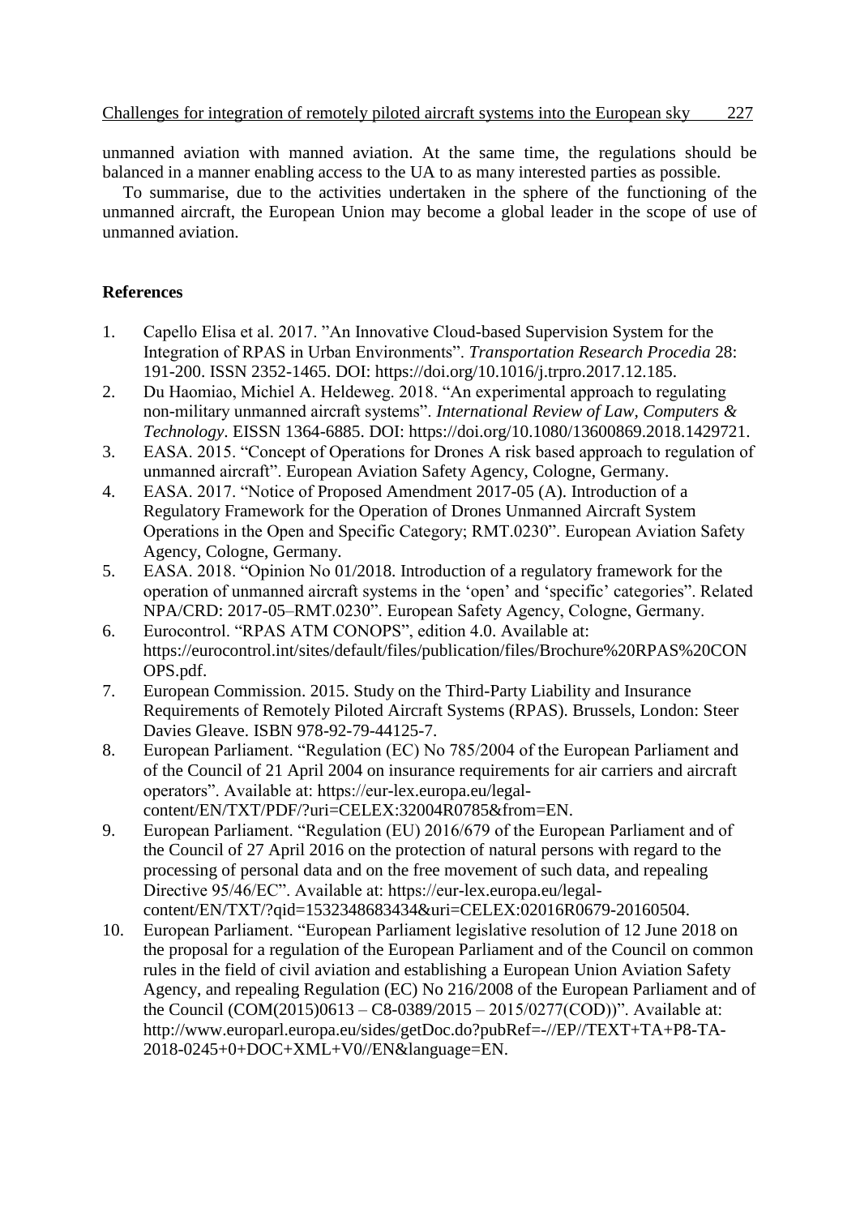unmanned aviation with manned aviation. At the same time, the regulations should be balanced in a manner enabling access to the UA to as many interested parties as possible.

To summarise, due to the activities undertaken in the sphere of the functioning of the unmanned aircraft, the European Union may become a global leader in the scope of use of unmanned aviation.

## References

1. Capello Elisa et al. 2017. "An Innovative Cloud-based Supervision System for the Integration of RPAS in Urban Environments". *Transportation Research Procedia* 28: 191-200. ISSN 2352-1465. DOI: https://doi.org/10.1016/j.trpro.2017.12.185.
2. Du Haomiao, Michiel A. Heldeweg. 2018. "An experimental approach to regulating non-military unmanned aircraft systems". *International Review of Law, Computers & Technology*. EISSN 1364-6885. DOI: https://doi.org/10.1080/13600869.2018.1429721.
3. EASA. 2015. "Concept of Operations for Drones A risk based approach to regulation of unmanned aircraft". European Aviation Safety Agency, Cologne, Germany.
4. EASA. 2017. "Notice of Proposed Amendment 2017-05 (A). Introduction of a Regulatory Framework for the Operation of Drones Unmanned Aircraft System Operations in the Open and Specific Category; RMT.0230". European Aviation Safety Agency, Cologne, Germany.
5. EASA. 2018. "Opinion No 01/2018. Introduction of a regulatory framework for the operation of unmanned aircraft systems in the 'open' and 'specific' categories". Related NPA/CRD: 2017-05–RMT.0230". European Safety Agency, Cologne, Germany.
6. Eurocontrol. "RPAS ATM CONOPS", edition 4.0. Available at: https://eurocontrol.int/sites/default/files/publication/files/Brochure%20RPAS%20CONOPS.pdf.
7. European Commission. 2015. Study on the Third-Party Liability and Insurance Requirements of Remotely Piloted Aircraft Systems (RPAS). Brussels, London: Steer Davies Gleave. ISBN 978-92-79-44125-7.
8. European Parliament. "Regulation (EC) No 785/2004 of the European Parliament and of the Council of 21 April 2004 on insurance requirements for air carriers and aircraft operators". Available at: https://eur-lex.europa.eu/legal-content/EN/TXT/PDF/?uri=CELEX:32004R0785&from=EN.
9. European Parliament. "Regulation (EU) 2016/679 of the European Parliament and of the Council of 27 April 2016 on the protection of natural persons with regard to the processing of personal data and on the free movement of such data, and repealing Directive 95/46/EC". Available at: https://eur-lex.europa.eu/legal-content/EN/TXT/?qid=1532348683434&uri=CELEX:02016R0679-20160504.
10. European Parliament. "European Parliament legislative resolution of 12 June 2018 on the proposal for a regulation of the European Parliament and of the Council on common rules in the field of civil aviation and establishing a European Union Aviation Safety Agency, and repealing Regulation (EC) No 216/2008 of the European Parliament and of the Council (COM(2015)0613 – C8-0389/2015 – 2015/0277(COD))". Available at: http://www.europarl.europa.eu/sides/getDoc.do?pubRef=-//EP//TEXT+TA+P8-TA-2018-0245+0+DOC+XML+V0//EN&language=EN.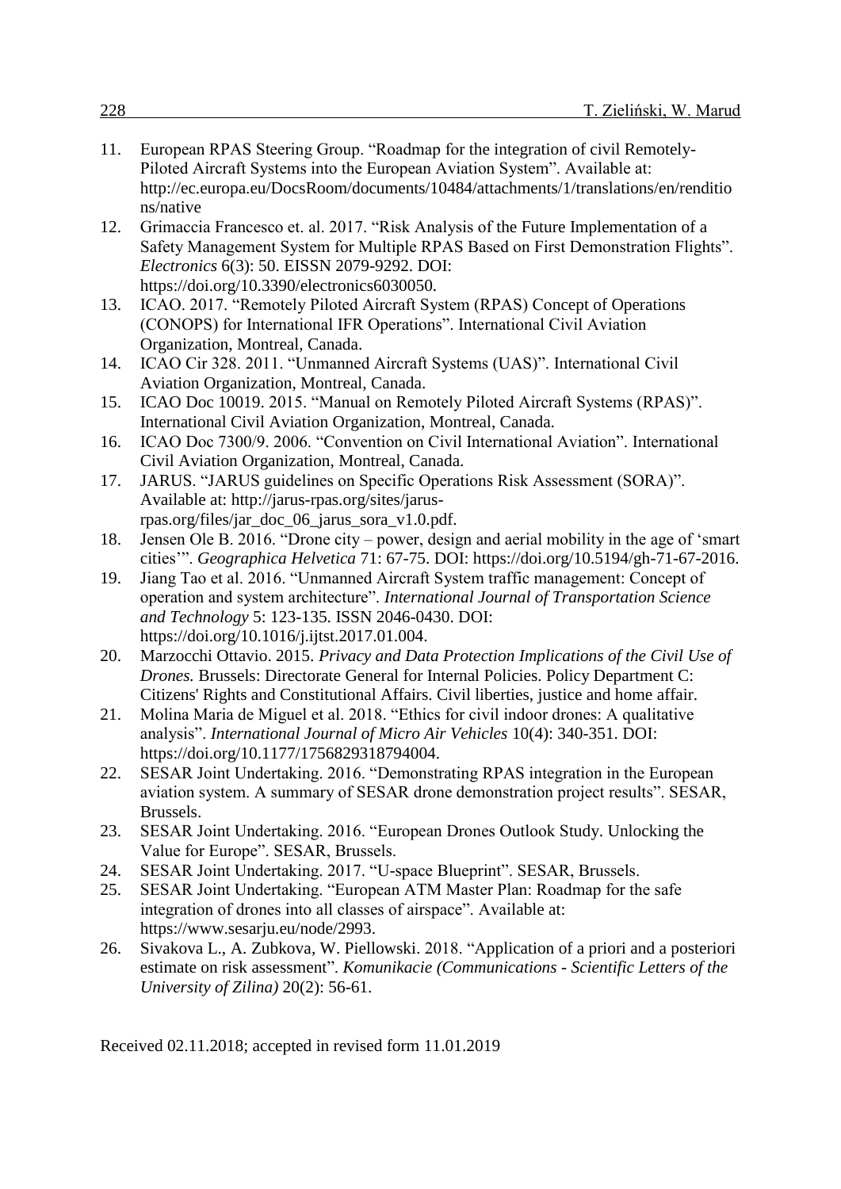11. European RPAS Steering Group. "Roadmap for the integration of civil Remotely-Piloted Aircraft Systems into the European Aviation System". Available at: http://ec.europa.eu/DocsRoom/documents/10484/attachments/1/translations/en/renditions/native
12. Grimaccia Francesco et. al. 2017. "Risk Analysis of the Future Implementation of a Safety Management System for Multiple RPAS Based on First Demonstration Flights". *Electronics* 6(3): 50. EISSN 2079-9292. DOI: https://doi.org/10.3390/electronics6030050.
13. ICAO. 2017. "Remotely Piloted Aircraft System (RPAS) Concept of Operations (CONOPS) for International IFR Operations". International Civil Aviation Organization, Montreal, Canada.
14. ICAO Cir 328. 2011. "Unmanned Aircraft Systems (UAS)". International Civil Aviation Organization, Montreal, Canada.
15. ICAO Doc 10019. 2015. "Manual on Remotely Piloted Aircraft Systems (RPAS)". International Civil Aviation Organization, Montreal, Canada.
16. ICAO Doc 7300/9. 2006. "Convention on Civil International Aviation". International Civil Aviation Organization, Montreal, Canada.
17. JARUS. "JARUS guidelines on Specific Operations Risk Assessment (SORA)". Available at: http://jarus-rpas.org/sites/jarus-rpas.org/files/jar_doc_06_jarus_sora_v1.0.pdf.
18. Jensen Ole B. 2016. "Drone city – power, design and aerial mobility in the age of 'smart cities'". *Geographica Helvetica* 71: 67-75. DOI: https://doi.org/10.5194/gh-71-67-2016.
19. Jiang Tao et al. 2016. "Unmanned Aircraft System traffic management: Concept of operation and system architecture". *International Journal of Transportation Science and Technology* 5: 123-135. ISSN 2046-0430. DOI: https://doi.org/10.1016/j.ijtst.2017.01.004.
20. Marzocchi Ottavio. 2015. *Privacy and Data Protection Implications of the Civil Use of Drones.* Brussels: Directorate General for Internal Policies. Policy Department C: Citizens' Rights and Constitutional Affairs. Civil liberties, justice and home affair.
21. Molina Maria de Miguel et al. 2018. "Ethics for civil indoor drones: A qualitative analysis". *International Journal of Micro Air Vehicles* 10(4): 340-351. DOI: https://doi.org/10.1177/1756829318794004.
22. SESAR Joint Undertaking. 2016. "Demonstrating RPAS integration in the European aviation system. A summary of SESAR drone demonstration project results". SESAR, Brussels.
23. SESAR Joint Undertaking. 2016. "European Drones Outlook Study. Unlocking the Value for Europe". SESAR, Brussels.
24. SESAR Joint Undertaking. 2017. "U-space Blueprint". SESAR, Brussels.
25. SESAR Joint Undertaking. "European ATM Master Plan: Roadmap for the safe integration of drones into all classes of airspace". Available at: https://www.sesarju.eu/node/2993.
26. Sivakova L., A. Zubkova, W. Piellowski. 2018. "Application of a priori and a posteriori estimate on risk assessment". *Komunikacie (Communications - Scientific Letters of the University of Zilina)* 20(2): 56-61.

Received 02.11.2018; accepted in revised form 11.01.2019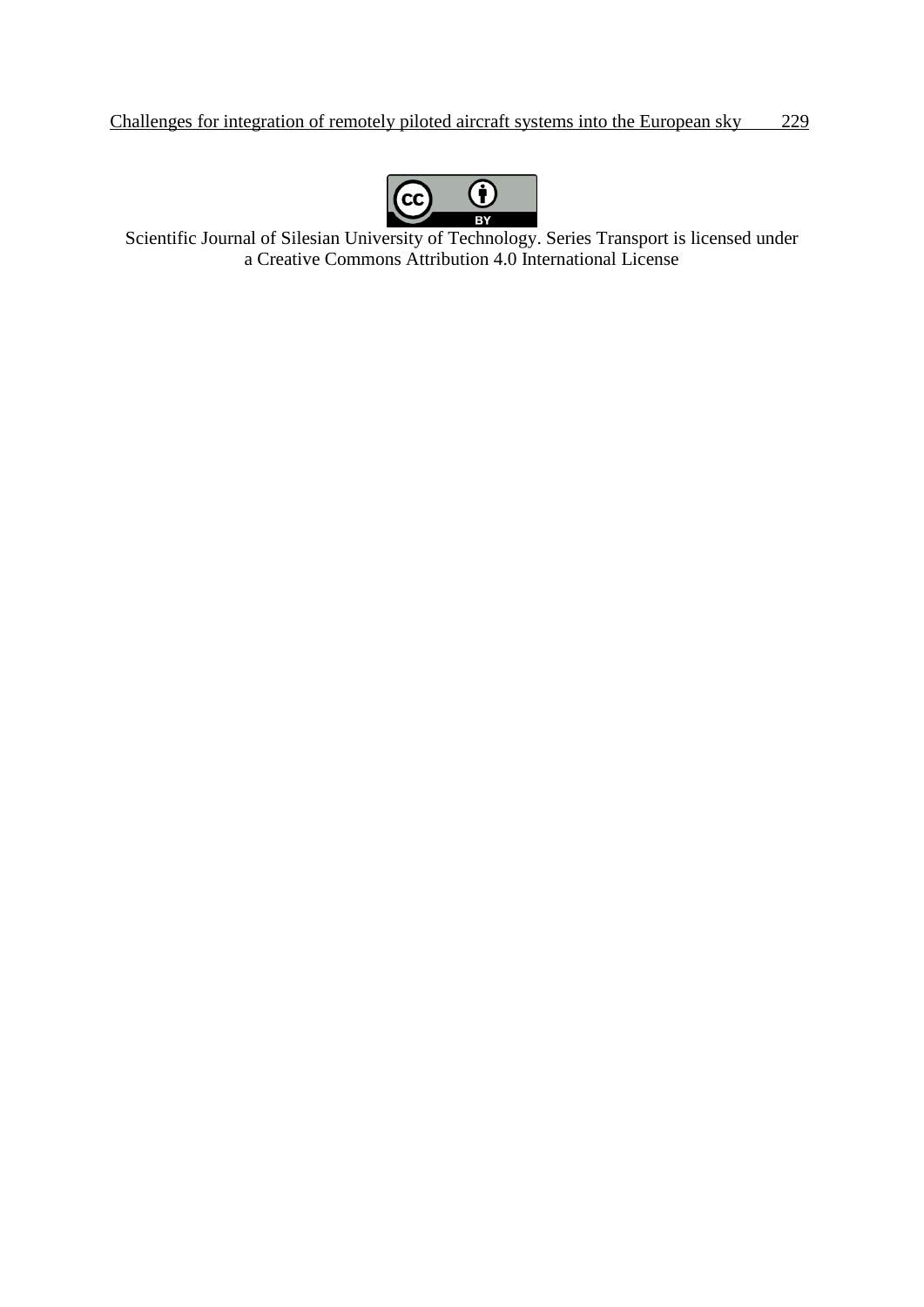Scientific Journal of Silesian University of Technology. Series Transport is licensed under a Creative Commons Attribution 4.0 International License